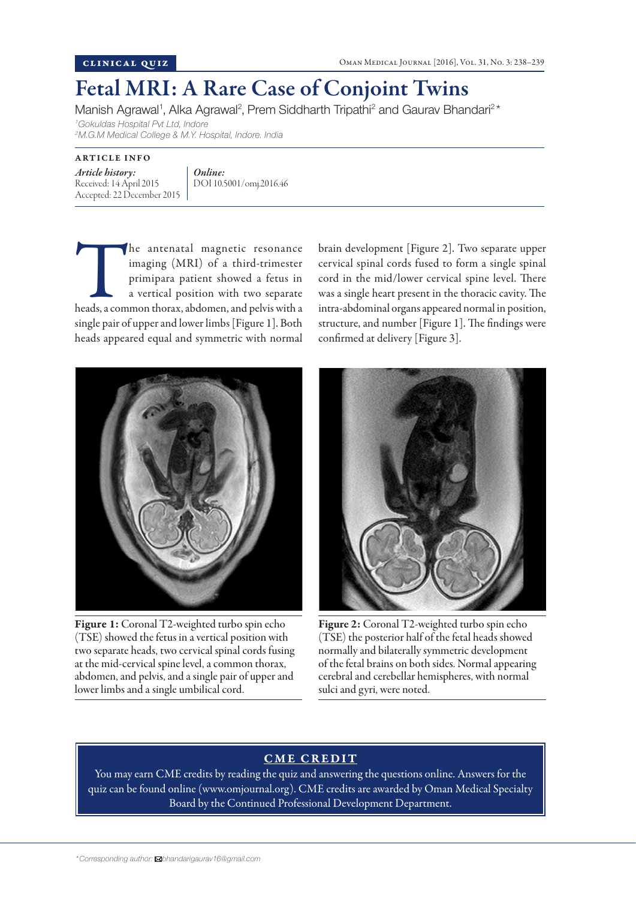CLINICAL QUIZ

# Fetal MRI: A Rare Case of Conjoint Twins

Manish Agrawal[1], Alka Agrawal[2], Prem Siddharth Tripathi[2] and Gaurav Bhandari[2]*

[1]Gokuldas Hospital Pvt Ltd, Indore
[2]M.G.M Medical College & M.Y. Hospital, Indore. India

ARTICLE INFO

*Article history:*
Received: 14 April 2015
Accepted: 22 December 2015

*Online:*
DOI 10.5001/omj.2016.46

The antenatal magnetic resonance imaging (MRI) of a third-trimester primipara patient showed a fetus in a vertical position with two separate heads, a common thorax, abdomen, and pelvis with a single pair of upper and lower limbs [Figure 1]. Both heads appeared equal and symmetric with normal brain development [Figure 2]. Two separate upper cervical spinal cords fused to form a single spinal cord in the mid/lower cervical spine level. There was a single heart present in the thoracic cavity. The intra-abdominal organs appeared normal in position, structure, and number [Figure 1]. The findings were confirmed at delivery [Figure 3].

**Figure 1:** Coronal T2-weighted turbo spin echo (TSE) showed the fetus in a vertical position with two separate heads, two cervical spinal cords fusing at the mid-cervical spine level, a common thorax, abdomen, and pelvis, and a single pair of upper and lower limbs and a single umbilical cord.

**Figure 2:** Coronal T2-weighted turbo spin echo (TSE) the posterior half of the fetal heads showed normally and bilaterally symmetric development of the fetal brains on both sides. Normal appearing cerebral and cerebellar hemispheres, with normal sulci and gyri, were noted.

**CME CREDIT**

You may earn CME credits by reading the quiz and answering the questions online. Answers for the quiz can be found online (www.omjournal.org). CME credits are awarded by Oman Medical Specialty Board by the Continued Professional Development Department.

*Corresponding author: bhandarigaurav16@gmail.com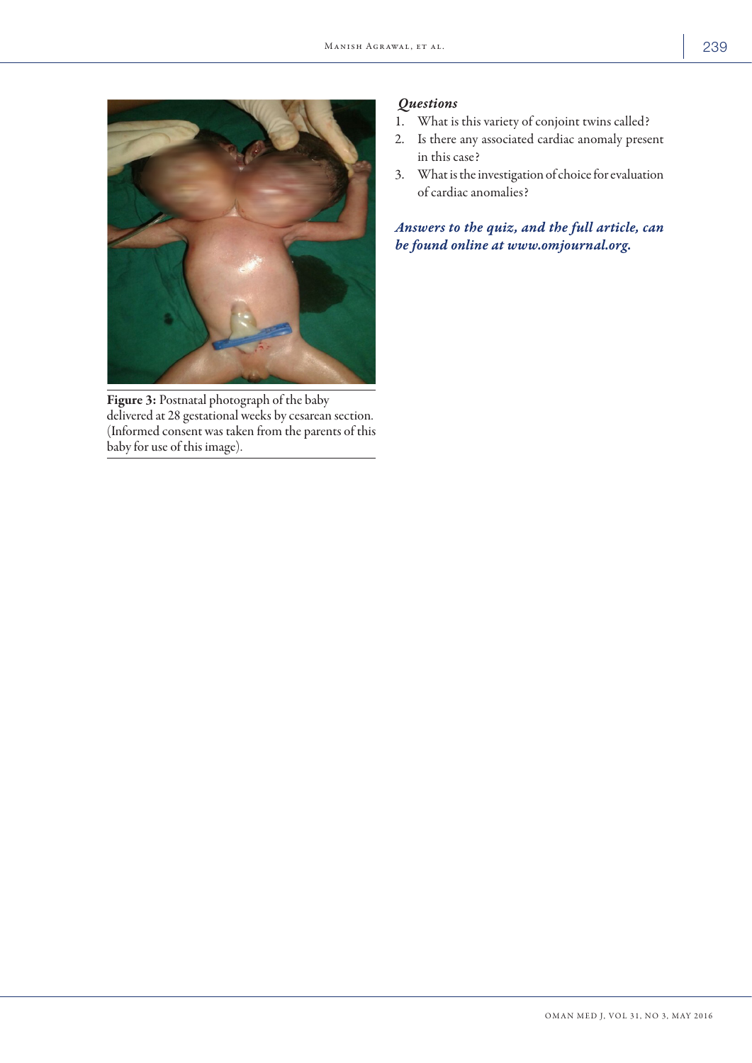Figure 3: Postnatal photograph of the baby delivered at 28 gestational weeks by cesarean section. (Informed consent was taken from the parents of this baby for use of this image).

### *Questions*

1. What is this variety of conjoint twins called?
2. Is there any associated cardiac anomaly present in this case?
3. What is the investigation of choice for evaluation of cardiac anomalies?

***Answers to the quiz, and the full article, can be found online at www.omjournal.org.***